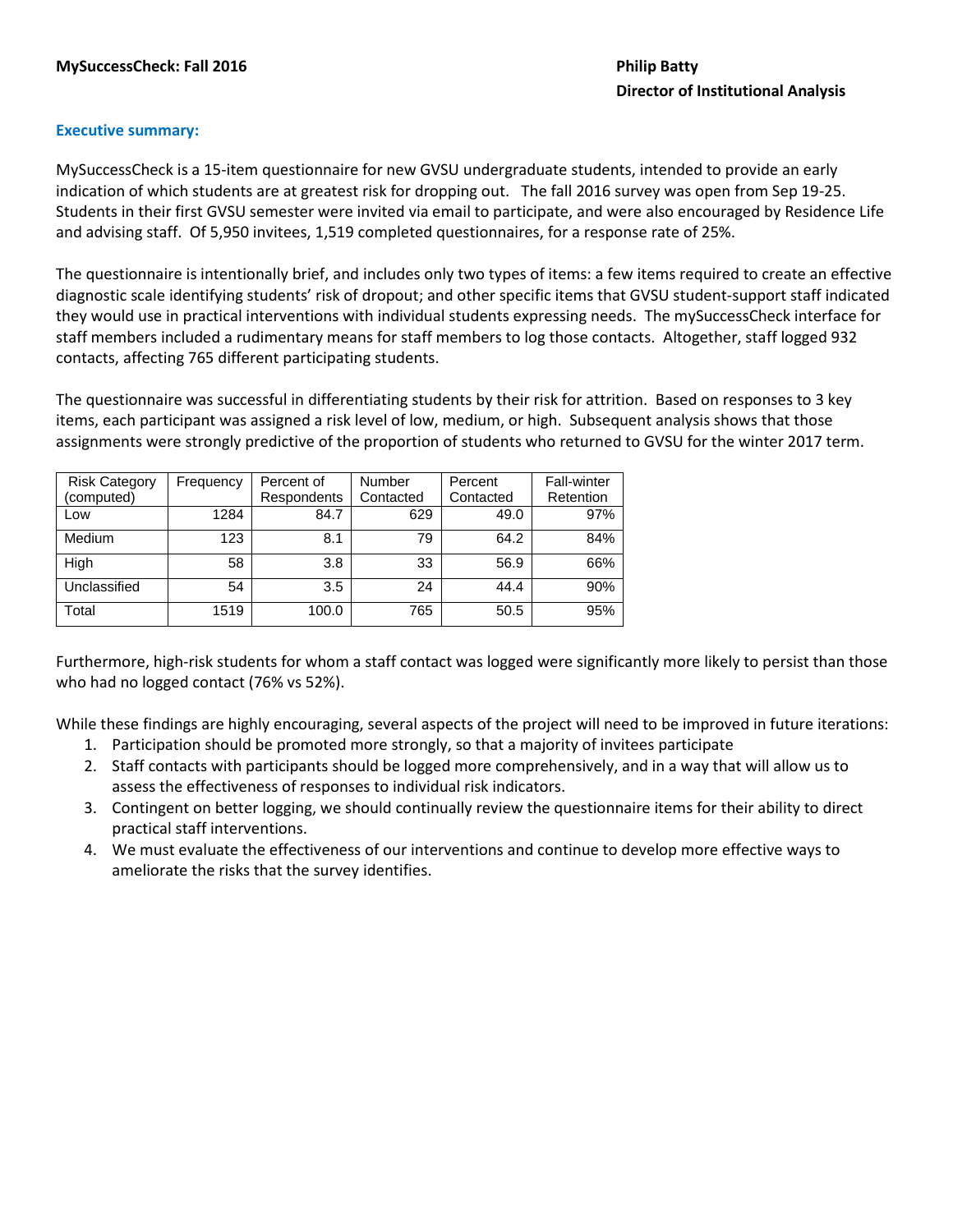**MySuccessCheck: Fall 2016**

**Philip Batty**
**Director of Institutional Analysis**

## Executive summary:

MySuccessCheck is a 15-item questionnaire for new GVSU undergraduate students, intended to provide an early indication of which students are at greatest risk for dropping out. The fall 2016 survey was open from Sep 19-25. Students in their first GVSU semester were invited via email to participate, and were also encouraged by Residence Life and advising staff. Of 5,950 invitees, 1,519 completed questionnaires, for a response rate of 25%.

The questionnaire is intentionally brief, and includes only two types of items: a few items required to create an effective diagnostic scale identifying students' risk of dropout; and other specific items that GVSU student-support staff indicated they would use in practical interventions with individual students expressing needs. The mySuccessCheck interface for staff members included a rudimentary means for staff members to log those contacts. Altogether, staff logged 932 contacts, affecting 765 different participating students.

The questionnaire was successful in differentiating students by their risk for attrition. Based on responses to 3 key items, each participant was assigned a risk level of low, medium, or high. Subsequent analysis shows that those assignments were strongly predictive of the proportion of students who returned to GVSU for the winter 2017 term.

| Risk Category (computed) | Frequency | Percent of Respondents | Number Contacted | Percent Contacted | Fall-winter Retention |
|---|---|---|---|---|---|
| Low | 1284 | 84.7 | 629 | 49.0 | 97% |
| Medium | 123 | 8.1 | 79 | 64.2 | 84% |
| High | 58 | 3.8 | 33 | 56.9 | 66% |
| Unclassified | 54 | 3.5 | 24 | 44.4 | 90% |
| Total | 1519 | 100.0 | 765 | 50.5 | 95% |

Furthermore, high-risk students for whom a staff contact was logged were significantly more likely to persist than those who had no logged contact (76% vs 52%).

While these findings are highly encouraging, several aspects of the project will need to be improved in future iterations:

1. Participation should be promoted more strongly, so that a majority of invitees participate
2. Staff contacts with participants should be logged more comprehensively, and in a way that will allow us to assess the effectiveness of responses to individual risk indicators.
3. Contingent on better logging, we should continually review the questionnaire items for their ability to direct practical staff interventions.
4. We must evaluate the effectiveness of our interventions and continue to develop more effective ways to ameliorate the risks that the survey identifies.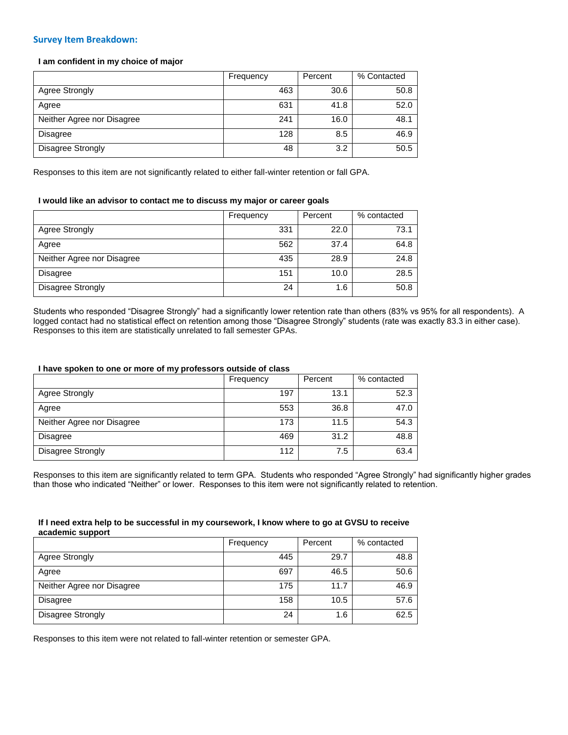## Survey Item Breakdown:

**I am confident in my choice of major**

| | Frequency | Percent | % Contacted |
|---|---|---|---|
| Agree Strongly | 463 | 30.6 | 50.8 |
| Agree | 631 | 41.8 | 52.0 |
| Neither Agree nor Disagree | 241 | 16.0 | 48.1 |
| Disagree | 128 | 8.5 | 46.9 |
| Disagree Strongly | 48 | 3.2 | 50.5 |

Responses to this item are not significantly related to either fall-winter retention or fall GPA.

**I would like an advisor to contact me to discuss my major or career goals**

| | Frequency | Percent | % contacted |
|---|---|---|---|
| Agree Strongly | 331 | 22.0 | 73.1 |
| Agree | 562 | 37.4 | 64.8 |
| Neither Agree nor Disagree | 435 | 28.9 | 24.8 |
| Disagree | 151 | 10.0 | 28.5 |
| Disagree Strongly | 24 | 1.6 | 50.8 |

Students who responded "Disagree Strongly" had a significantly lower retention rate than others (83% vs 95% for all respondents). A logged contact had no statistical effect on retention among those "Disagree Strongly" students (rate was exactly 83.3 in either case). Responses to this item are statistically unrelated to fall semester GPAs.

**I have spoken to one or more of my professors outside of class**

| | Frequency | Percent | % contacted |
|---|---|---|---|
| Agree Strongly | 197 | 13.1 | 52.3 |
| Agree | 553 | 36.8 | 47.0 |
| Neither Agree nor Disagree | 173 | 11.5 | 54.3 |
| Disagree | 469 | 31.2 | 48.8 |
| Disagree Strongly | 112 | 7.5 | 63.4 |

Responses to this item are significantly related to term GPA. Students who responded "Agree Strongly" had significantly higher grades than those who indicated "Neither" or lower. Responses to this item were not significantly related to retention.

**If I need extra help to be successful in my coursework, I know where to go at GVSU to receive academic support**

| | Frequency | Percent | % contacted |
|---|---|---|---|
| Agree Strongly | 445 | 29.7 | 48.8 |
| Agree | 697 | 46.5 | 50.6 |
| Neither Agree nor Disagree | 175 | 11.7 | 46.9 |
| Disagree | 158 | 10.5 | 57.6 |
| Disagree Strongly | 24 | 1.6 | 62.5 |

Responses to this item were not related to fall-winter retention or semester GPA.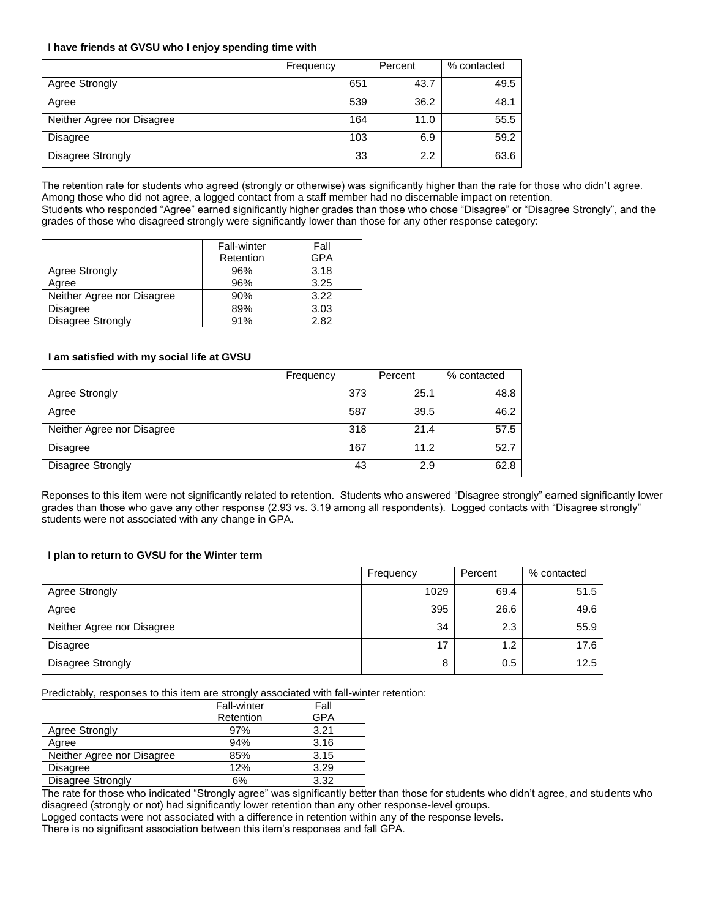**I have friends at GVSU who I enjoy spending time with**

| | Frequency | Percent | % contacted |
|---|---|---|---|
| Agree Strongly | 651 | 43.7 | 49.5 |
| Agree | 539 | 36.2 | 48.1 |
| Neither Agree nor Disagree | 164 | 11.0 | 55.5 |
| Disagree | 103 | 6.9 | 59.2 |
| Disagree Strongly | 33 | 2.2 | 63.6 |

The retention rate for students who agreed (strongly or otherwise) was significantly higher than the rate for those who didn't agree. Among those who did not agree, a logged contact from a staff member had no discernable impact on retention.
Students who responded "Agree" earned significantly higher grades than those who chose "Disagree" or "Disagree Strongly", and the grades of those who disagreed strongly were significantly lower than those for any other response category:

| | Fall-winter Retention | Fall GPA |
|---|---|---|
| Agree Strongly | 96% | 3.18 |
| Agree | 96% | 3.25 |
| Neither Agree nor Disagree | 90% | 3.22 |
| Disagree | 89% | 3.03 |
| Disagree Strongly | 91% | 2.82 |

**I am satisfied with my social life at GVSU**

| | Frequency | Percent | % contacted |
|---|---|---|---|
| Agree Strongly | 373 | 25.1 | 48.8 |
| Agree | 587 | 39.5 | 46.2 |
| Neither Agree nor Disagree | 318 | 21.4 | 57.5 |
| Disagree | 167 | 11.2 | 52.7 |
| Disagree Strongly | 43 | 2.9 | 62.8 |

Reponses to this item were not significantly related to retention. Students who answered "Disagree strongly" earned significantly lower grades than those who gave any other response (2.93 vs. 3.19 among all respondents). Logged contacts with "Disagree strongly" students were not associated with any change in GPA.

**I plan to return to GVSU for the Winter term**

| | Frequency | Percent | % contacted |
|---|---|---|---|
| Agree Strongly | 1029 | 69.4 | 51.5 |
| Agree | 395 | 26.6 | 49.6 |
| Neither Agree nor Disagree | 34 | 2.3 | 55.9 |
| Disagree | 17 | 1.2 | 17.6 |
| Disagree Strongly | 8 | 0.5 | 12.5 |

Predictably, responses to this item are strongly associated with fall-winter retention:

| | Fall-winter Retention | Fall GPA |
|---|---|---|
| Agree Strongly | 97% | 3.21 |
| Agree | 94% | 3.16 |
| Neither Agree nor Disagree | 85% | 3.15 |
| Disagree | 12% | 3.29 |
| Disagree Strongly | 6% | 3.32 |

The rate for those who indicated "Strongly agree" was significantly better than those for students who didn't agree, and students who disagreed (strongly or not) had significantly lower retention than any other response-level groups.
Logged contacts were not associated with a difference in retention within any of the response levels.
There is no significant association between this item's responses and fall GPA.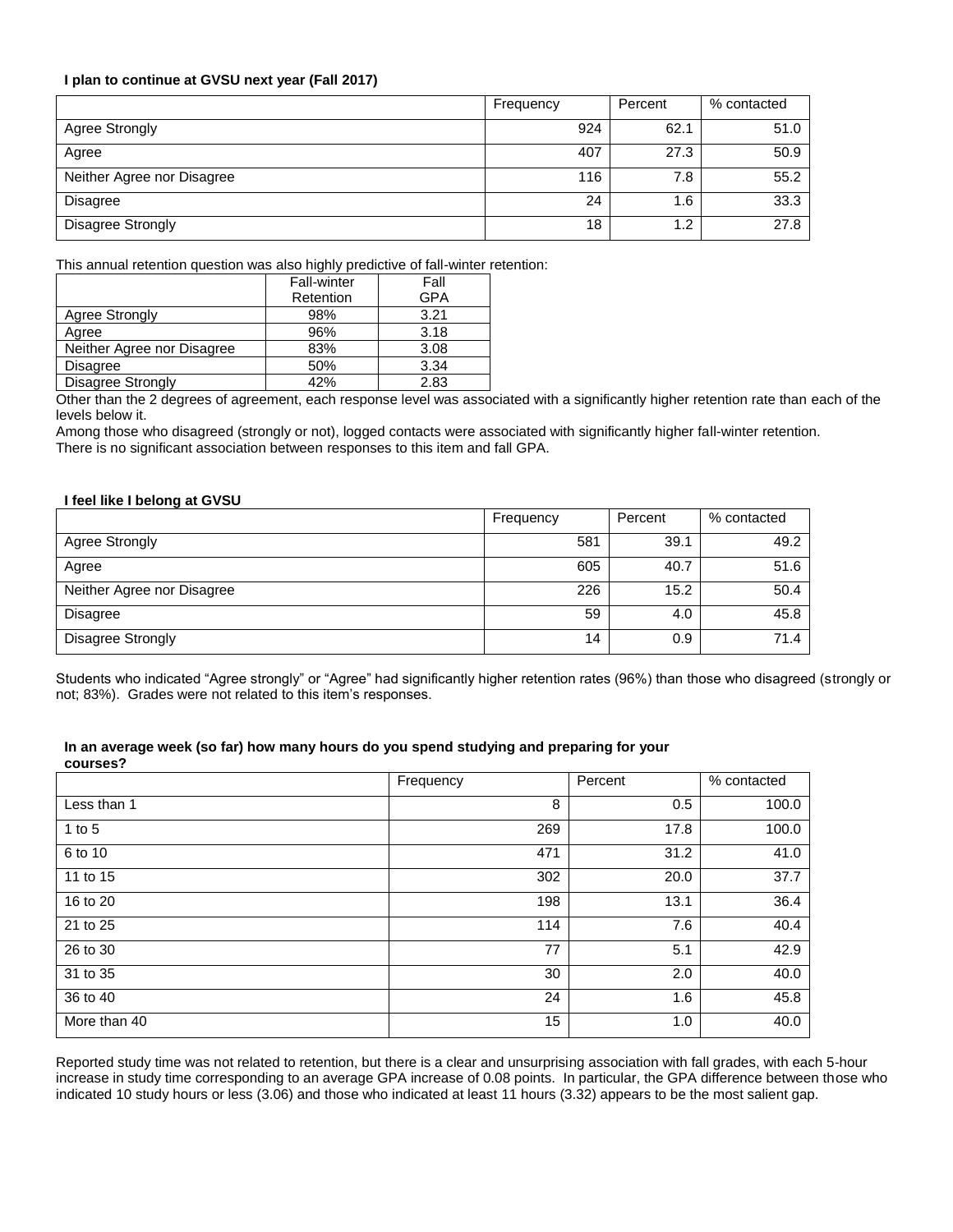**I plan to continue at GVSU next year (Fall 2017)**

| | Frequency | Percent | % contacted |
|---|---|---|---|
| Agree Strongly | 924 | 62.1 | 51.0 |
| Agree | 407 | 27.3 | 50.9 |
| Neither Agree nor Disagree | 116 | 7.8 | 55.2 |
| Disagree | 24 | 1.6 | 33.3 |
| Disagree Strongly | 18 | 1.2 | 27.8 |

This annual retention question was also highly predictive of fall-winter retention:

| | Fall-winter Retention | Fall GPA |
|---|---|---|
| Agree Strongly | 98% | 3.21 |
| Agree | 96% | 3.18 |
| Neither Agree nor Disagree | 83% | 3.08 |
| Disagree | 50% | 3.34 |
| Disagree Strongly | 42% | 2.83 |

Other than the 2 degrees of agreement, each response level was associated with a significantly higher retention rate than each of the levels below it.
Among those who disagreed (strongly or not), logged contacts were associated with significantly higher fall-winter retention.
There is no significant association between responses to this item and fall GPA.

**I feel like I belong at GVSU**

| | Frequency | Percent | % contacted |
|---|---|---|---|
| Agree Strongly | 581 | 39.1 | 49.2 |
| Agree | 605 | 40.7 | 51.6 |
| Neither Agree nor Disagree | 226 | 15.2 | 50.4 |
| Disagree | 59 | 4.0 | 45.8 |
| Disagree Strongly | 14 | 0.9 | 71.4 |

Students who indicated "Agree strongly" or "Agree" had significantly higher retention rates (96%) than those who disagreed (strongly or not; 83%). Grades were not related to this item's responses.

**In an average week (so far) how many hours do you spend studying and preparing for your courses?**

| | Frequency | Percent | % contacted |
|---|---|---|---|
| Less than 1 | 8 | 0.5 | 100.0 |
| 1 to 5 | 269 | 17.8 | 100.0 |
| 6 to 10 | 471 | 31.2 | 41.0 |
| 11 to 15 | 302 | 20.0 | 37.7 |
| 16 to 20 | 198 | 13.1 | 36.4 |
| 21 to 25 | 114 | 7.6 | 40.4 |
| 26 to 30 | 77 | 5.1 | 42.9 |
| 31 to 35 | 30 | 2.0 | 40.0 |
| 36 to 40 | 24 | 1.6 | 45.8 |
| More than 40 | 15 | 1.0 | 40.0 |

Reported study time was not related to retention, but there is a clear and unsurprising association with fall grades, with each 5-hour increase in study time corresponding to an average GPA increase of 0.08 points. In particular, the GPA difference between those who indicated 10 study hours or less (3.06) and those who indicated at least 11 hours (3.32) appears to be the most salient gap.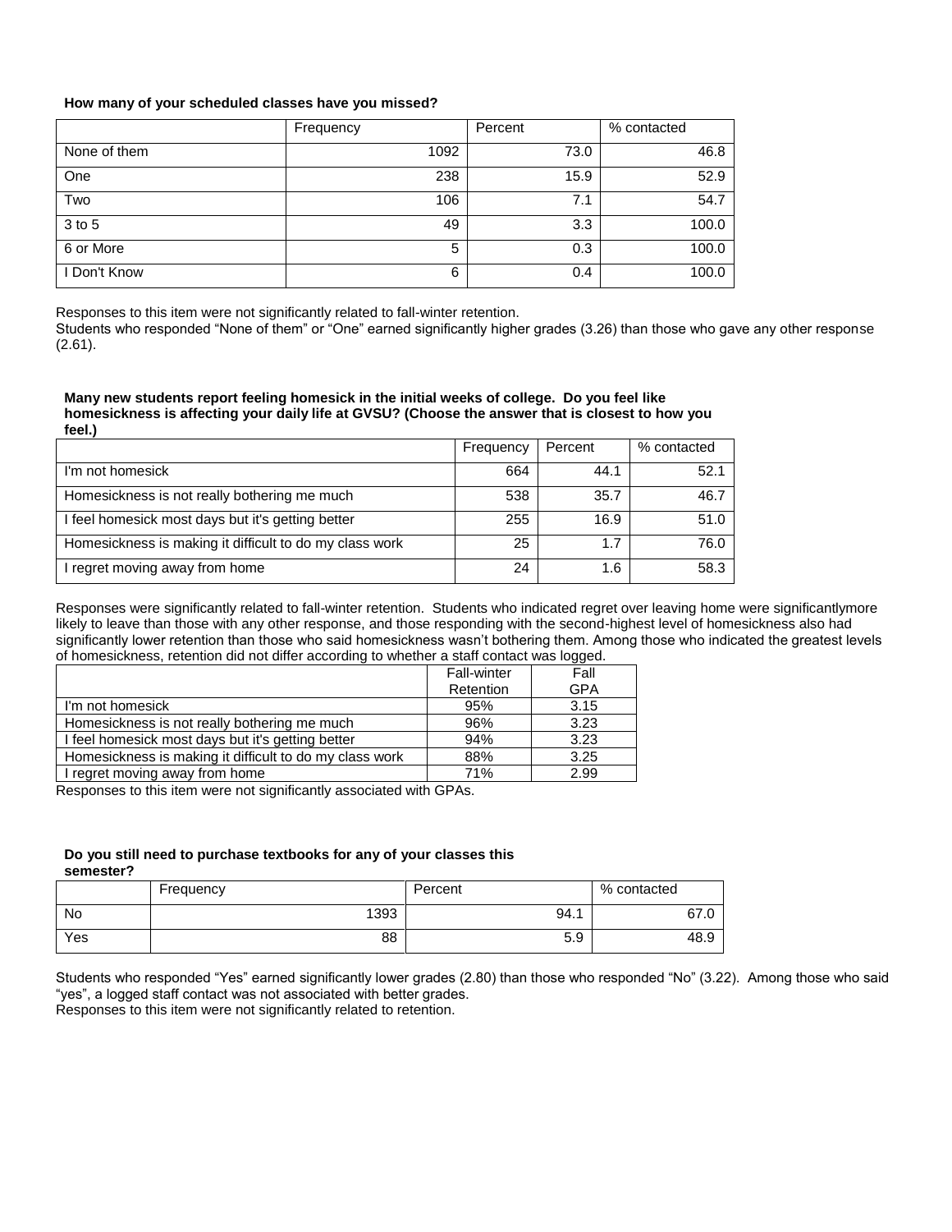**How many of your scheduled classes have you missed?**

| | Frequency | Percent | % contacted |
|---|---|---|---|
| None of them | 1092 | 73.0 | 46.8 |
| One | 238 | 15.9 | 52.9 |
| Two | 106 | 7.1 | 54.7 |
| 3 to 5 | 49 | 3.3 | 100.0 |
| 6 or More | 5 | 0.3 | 100.0 |
| I Don't Know | 6 | 0.4 | 100.0 |

Responses to this item were not significantly related to fall-winter retention.
Students who responded "None of them" or "One" earned significantly higher grades (3.26) than those who gave any other response (2.61).

**Many new students report feeling homesick in the initial weeks of college. Do you feel like homesickness is affecting your daily life at GVSU? (Choose the answer that is closest to how you feel.)**

| | Frequency | Percent | % contacted |
|---|---|---|---|
| I'm not homesick | 664 | 44.1 | 52.1 |
| Homesickness is not really bothering me much | 538 | 35.7 | 46.7 |
| I feel homesick most days but it's getting better | 255 | 16.9 | 51.0 |
| Homesickness is making it difficult to do my class work | 25 | 1.7 | 76.0 |
| I regret moving away from home | 24 | 1.6 | 58.3 |

Responses were significantly related to fall-winter retention. Students who indicated regret over leaving home were significantlymore likely to leave than those with any other response, and those responding with the second-highest level of homesickness also had significantly lower retention than those who said homesickness wasn't bothering them. Among those who indicated the greatest levels of homesickness, retention did not differ according to whether a staff contact was logged.

| | Fall-winter Retention | Fall GPA |
|---|---|---|
| I'm not homesick | 95% | 3.15 |
| Homesickness is not really bothering me much | 96% | 3.23 |
| I feel homesick most days but it's getting better | 94% | 3.23 |
| Homesickness is making it difficult to do my class work | 88% | 3.25 |
| I regret moving away from home | 71% | 2.99 |

Responses to this item were not significantly associated with GPAs.

**Do you still need to purchase textbooks for any of your classes this semester?**

| | Frequency | Percent | % contacted |
|---|---|---|---|
| No | 1393 | 94.1 | 67.0 |
| Yes | 88 | 5.9 | 48.9 |

Students who responded "Yes" earned significantly lower grades (2.80) than those who responded "No" (3.22). Among those who said "yes", a logged staff contact was not associated with better grades.
Responses to this item were not significantly related to retention.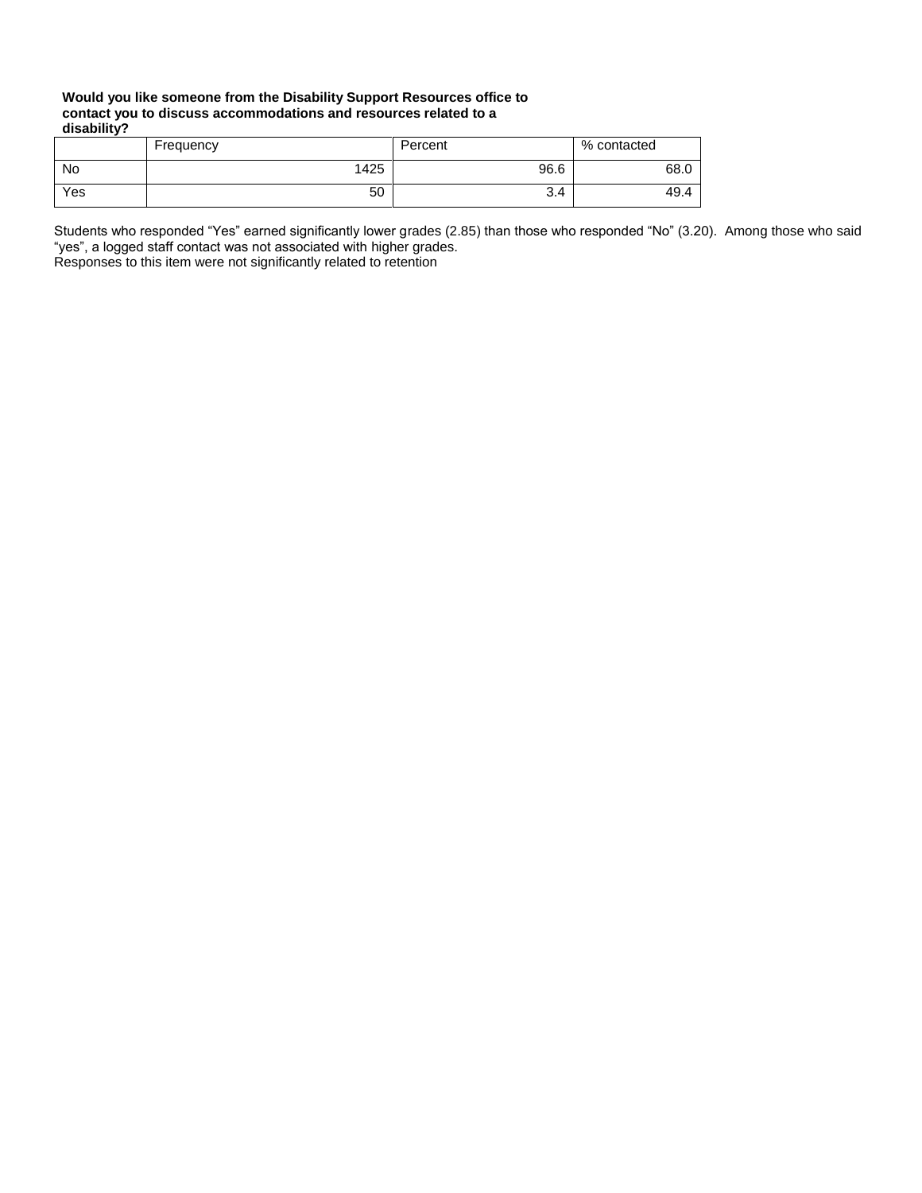**Would you like someone from the Disability Support Resources office to contact you to discuss accommodations and resources related to a disability?**

| | Frequency | Percent | % contacted |
|---|---|---|---|
| No | 1425 | 96.6 | 68.0 |
| Yes | 50 | 3.4 | 49.4 |

Students who responded "Yes" earned significantly lower grades (2.85) than those who responded "No" (3.20). Among those who said "yes", a logged staff contact was not associated with higher grades.
Responses to this item were not significantly related to retention